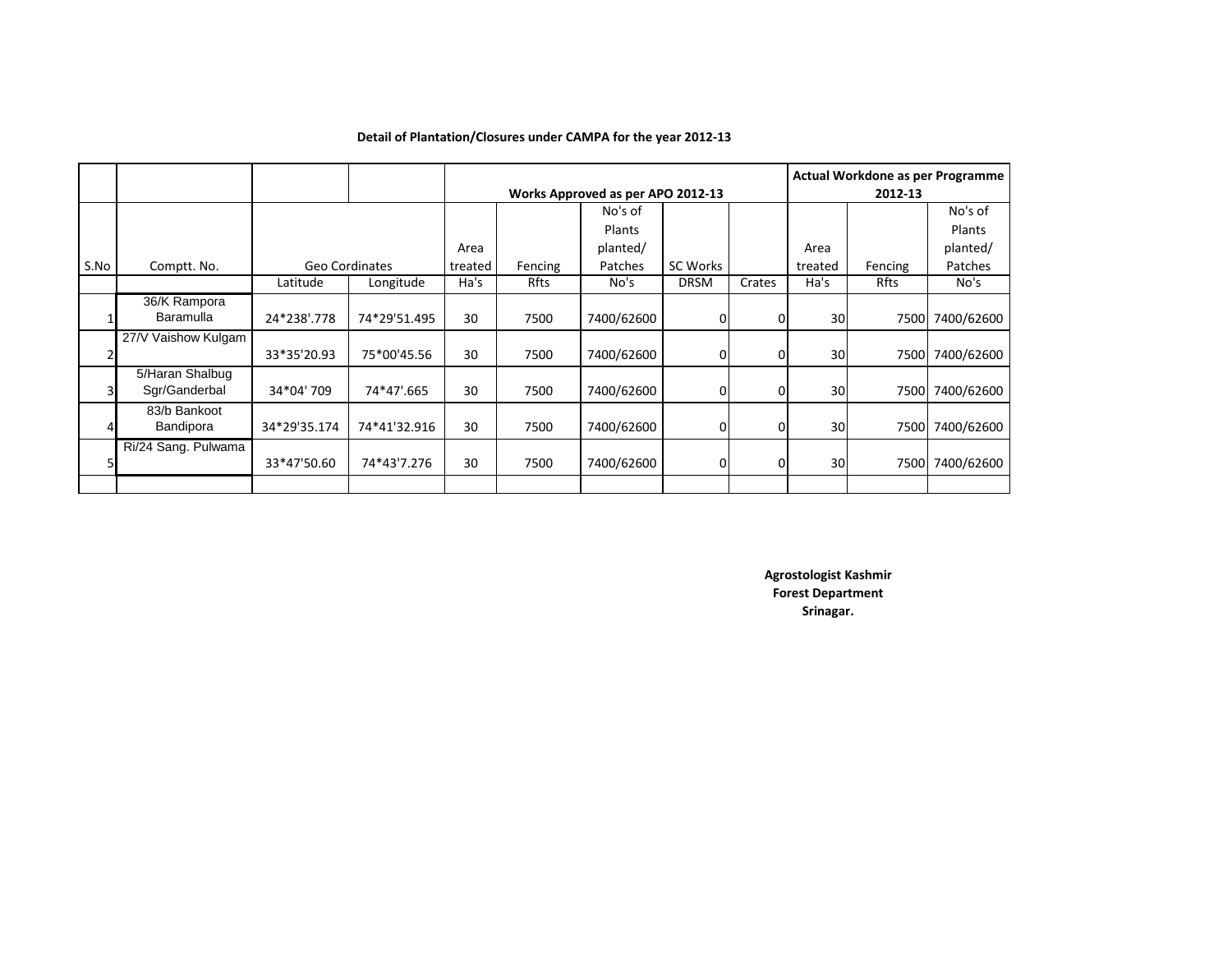**Detail of Plantation/Closures under CAMPA for the year 2012-13**

| | | | | Works Approved as per APO 2012-13 | | | | | Actual Workdone as per Programme 2012-13 | | |
|---|---|---|---|---|---|---|---|---|---|---|---|
| S.No | Comptt. No. | Geo Cordinates | | Area treated | Fencing | No's of Plants planted/ Patches | SC Works | | Area treated | Fencing | No's of Plants planted/ Patches |
| | | Latitude | Longitude | Ha's | Rfts | No's | DRSM | Crates | Ha's | Rfts | No's |
| 1 | 36/K Rampora Baramulla | 24*238'.778 | 74*29'51.495 | 30 | 7500 | 7400/62600 | 0 | 0 | 30 | 7500 | 7400/62600 |
| 2 | 27/V Vaishow Kulgam | 33*35'20.93 | 75*00'45.56 | 30 | 7500 | 7400/62600 | 0 | 0 | 30 | 7500 | 7400/62600 |
| 3 | 5/Haran Shalbug Sgr/Ganderbal | 34*04' 709 | 74*47'.665 | 30 | 7500 | 7400/62600 | 0 | 0 | 30 | 7500 | 7400/62600 |
| 4 | 83/b Bankoot Bandipora | 34*29'35.174 | 74*41'32.916 | 30 | 7500 | 7400/62600 | 0 | 0 | 30 | 7500 | 7400/62600 |
| 5 | Ri/24 Sang. Pulwama | 33*47'50.60 | 74*43'7.276 | 30 | 7500 | 7400/62600 | 0 | 0 | 30 | 7500 | 7400/62600 |
| | | | | | | | | | | | |

**Agrostologist Kashmir**
**Forest Department**
**Srinagar.**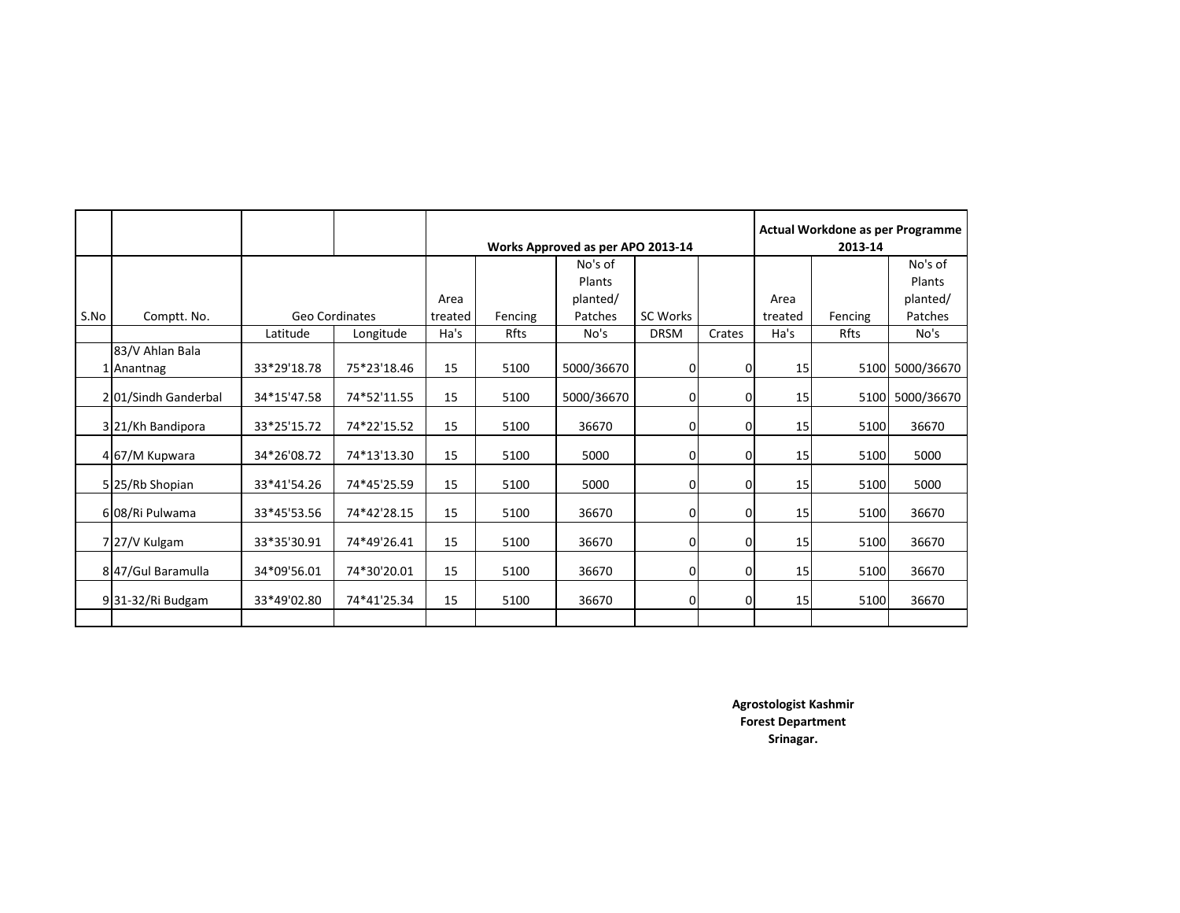| | | | | Works Approved as per APO 2013-14 | | | | | Actual Workdone as per Programme 2013-14 | | |
|---|---|---|---|---|---|---|---|---|---|---|---|
| S.No | Comptt. No. | Geo Cordinates | | Area treated | Fencing | No's of Plants planted/ Patches | SC Works | | Area treated | Fencing | No's of Plants planted/ Patches |
| | | Latitude | Longitude | Ha's | Rfts | No's | DRSM | Crates | Ha's | Rfts | No's |
| 1 | 83/V Ahlan Bala Anantnag | 33*29'18.78 | 75*23'18.46 | 15 | 5100 | 5000/36670 | 0 | 0 | 15 | 5100 | 5000/36670 |
| 2 | 01/Sindh Ganderbal | 34*15'47.58 | 74*52'11.55 | 15 | 5100 | 5000/36670 | 0 | 0 | 15 | 5100 | 5000/36670 |
| 3 | 21/Kh Bandipora | 33*25'15.72 | 74*22'15.52 | 15 | 5100 | 36670 | 0 | 0 | 15 | 5100 | 36670 |
| 4 | 67/M Kupwara | 34*26'08.72 | 74*13'13.30 | 15 | 5100 | 5000 | 0 | 0 | 15 | 5100 | 5000 |
| 5 | 25/Rb Shopian | 33*41'54.26 | 74*45'25.59 | 15 | 5100 | 5000 | 0 | 0 | 15 | 5100 | 5000 |
| 6 | 08/Ri Pulwama | 33*45'53.56 | 74*42'28.15 | 15 | 5100 | 36670 | 0 | 0 | 15 | 5100 | 36670 |
| 7 | 27/V Kulgam | 33*35'30.91 | 74*49'26.41 | 15 | 5100 | 36670 | 0 | 0 | 15 | 5100 | 36670 |
| 8 | 47/Gul Baramulla | 34*09'56.01 | 74*30'20.01 | 15 | 5100 | 36670 | 0 | 0 | 15 | 5100 | 36670 |
| 9 | 31-32/Ri Budgam | 33*49'02.80 | 74*41'25.34 | 15 | 5100 | 36670 | 0 | 0 | 15 | 5100 | 36670 |
| | | | | | | | | | | | |

**Agrostologist Kashmir**
**Forest Department**
**Srinagar.**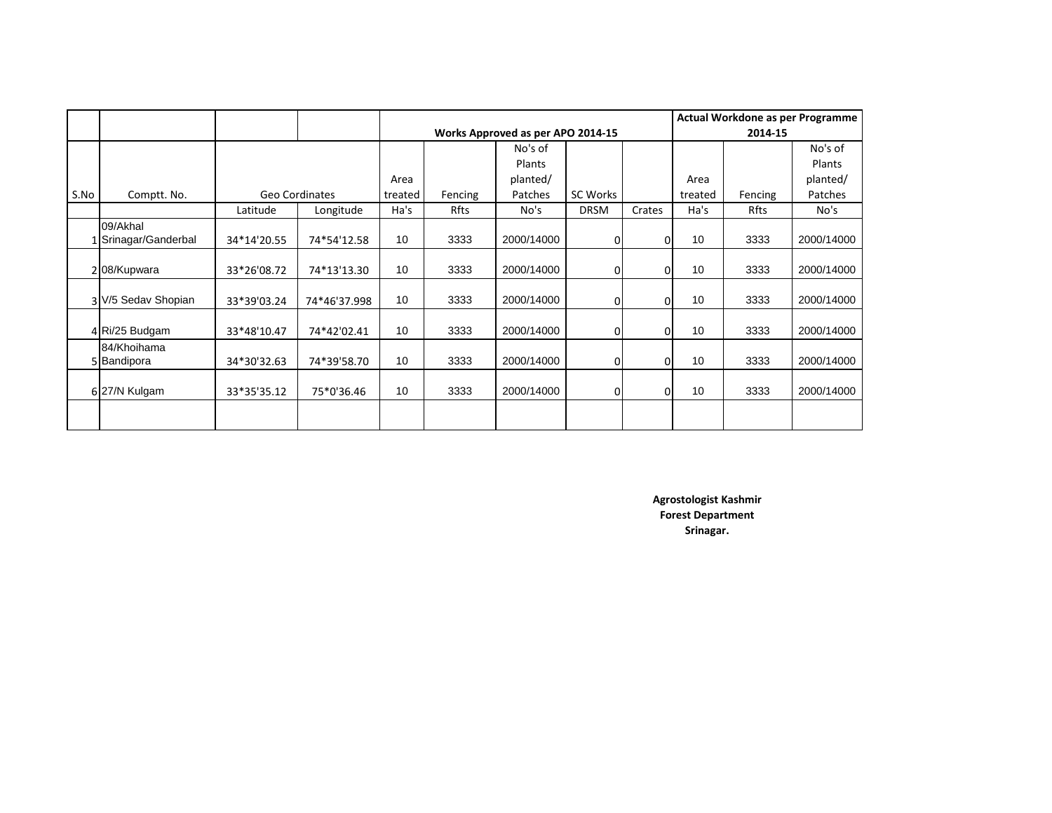| | | | | Works Approved as per APO 2014-15 | | | | | Actual Workdone as per Programme 2014-15 | | |
|---|---|---|---|---|---|---|---|---|---|---|---|
| S.No | Comptt. No. | Geo Cordinates | | Area treated | Fencing | No's of Plants planted/ Patches | SC Works | | Area treated | Fencing | No's of Plants planted/ Patches |
| | | Latitude | Longitude | Ha's | Rfts | No's | DRSM | Crates | Ha's | Rfts | No's |
| 1 | 09/Akhal Srinagar/Ganderbal | 34*14'20.55 | 74*54'12.58 | 10 | 3333 | 2000/14000 | 0 | 0 | 10 | 3333 | 2000/14000 |
| 2 | 08/Kupwara | 33*26'08.72 | 74*13'13.30 | 10 | 3333 | 2000/14000 | 0 | 0 | 10 | 3333 | 2000/14000 |
| 3 | V/5 Sedav Shopian | 33*39'03.24 | 74*46'37.998 | 10 | 3333 | 2000/14000 | 0 | 0 | 10 | 3333 | 2000/14000 |
| 4 | Ri/25 Budgam | 33*48'10.47 | 74*42'02.41 | 10 | 3333 | 2000/14000 | 0 | 0 | 10 | 3333 | 2000/14000 |
| 5 | 84/Khoihama Bandipora | 34*30'32.63 | 74*39'58.70 | 10 | 3333 | 2000/14000 | 0 | 0 | 10 | 3333 | 2000/14000 |
| 6 | 27/N Kulgam | 33*35'35.12 | 75*0'36.46 | 10 | 3333 | 2000/14000 | 0 | 0 | 10 | 3333 | 2000/14000 |
| | | | | | | | | | | | |

**Agrostologist Kashmir**
**Forest Department**
**Srinagar.**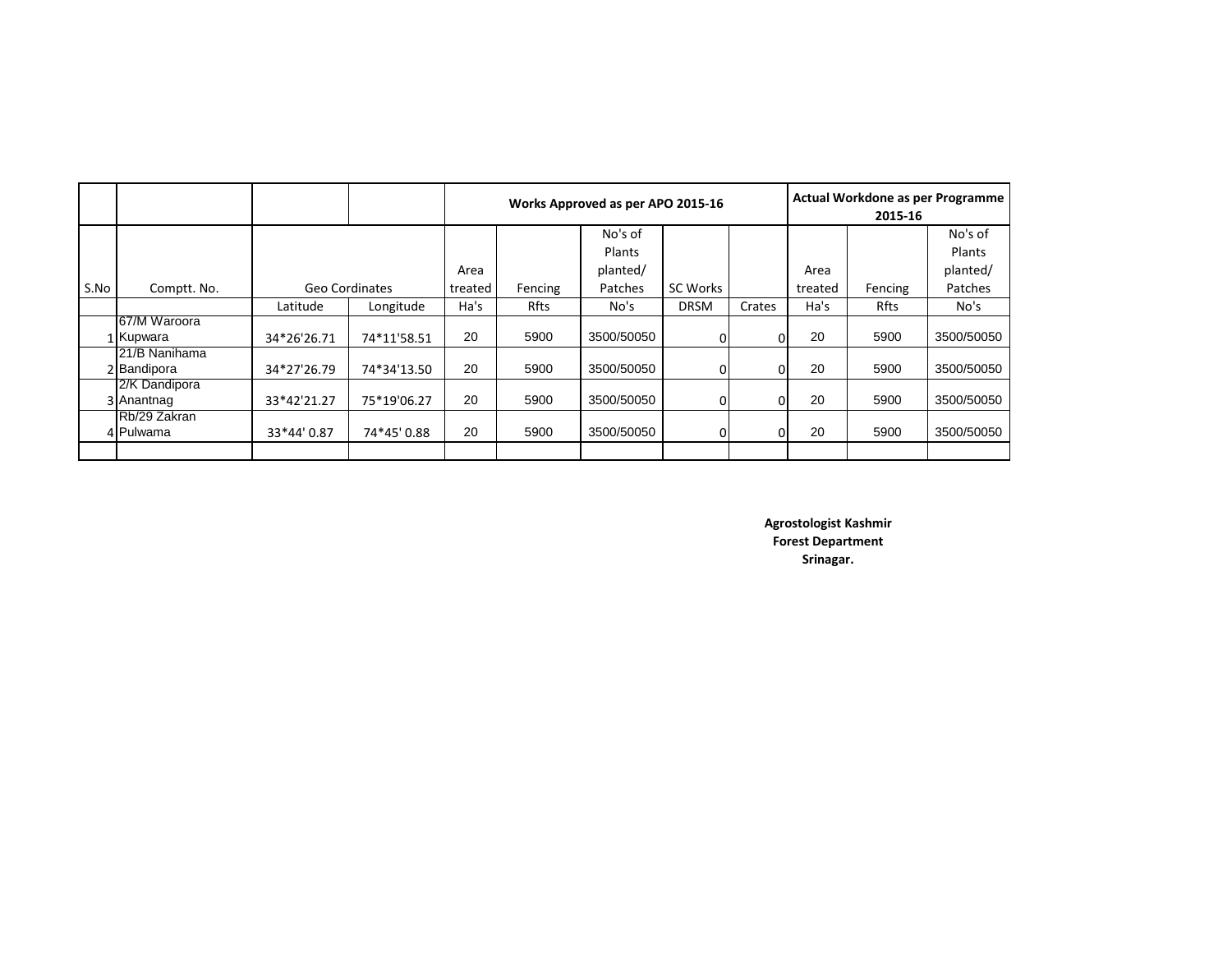| S.No | Comptt. No. | Geo Cordinates | | Works Approved as per APO 2015-16 | | | | | Actual Workdone as per Programme 2015-16 | | |
|---|---|---|---|---|---|---|---|---|---|---|---|
| | | | | Area treated | Fencing | No's of Plants planted/ Patches | SC Works | | Area treated | Fencing | No's of Plants planted/ Patches |
| | | Latitude | Longitude | Ha's | Rfts | No's | DRSM | Crates | Ha's | Rfts | No's |
| 1 | 67/M Waroora Kupwara | 34*26'26.71 | 74*11'58.51 | 20 | 5900 | 3500/50050 | 0 | 0 | 20 | 5900 | 3500/50050 |
| 2 | 21/B Nanihama Bandipora | 34*27'26.79 | 74*34'13.50 | 20 | 5900 | 3500/50050 | 0 | 0 | 20 | 5900 | 3500/50050 |
| 3 | 2/K Dandipora Anantnag | 33*42'21.27 | 75*19'06.27 | 20 | 5900 | 3500/50050 | 0 | 0 | 20 | 5900 | 3500/50050 |
| 4 | Rb/29 Zakran Pulwama | 33*44' 0.87 | 74*45' 0.88 | 20 | 5900 | 3500/50050 | 0 | 0 | 20 | 5900 | 3500/50050 |
| | | | | | | | | | | | |

**Agrostologist Kashmir**
**Forest Department**
**Srinagar.**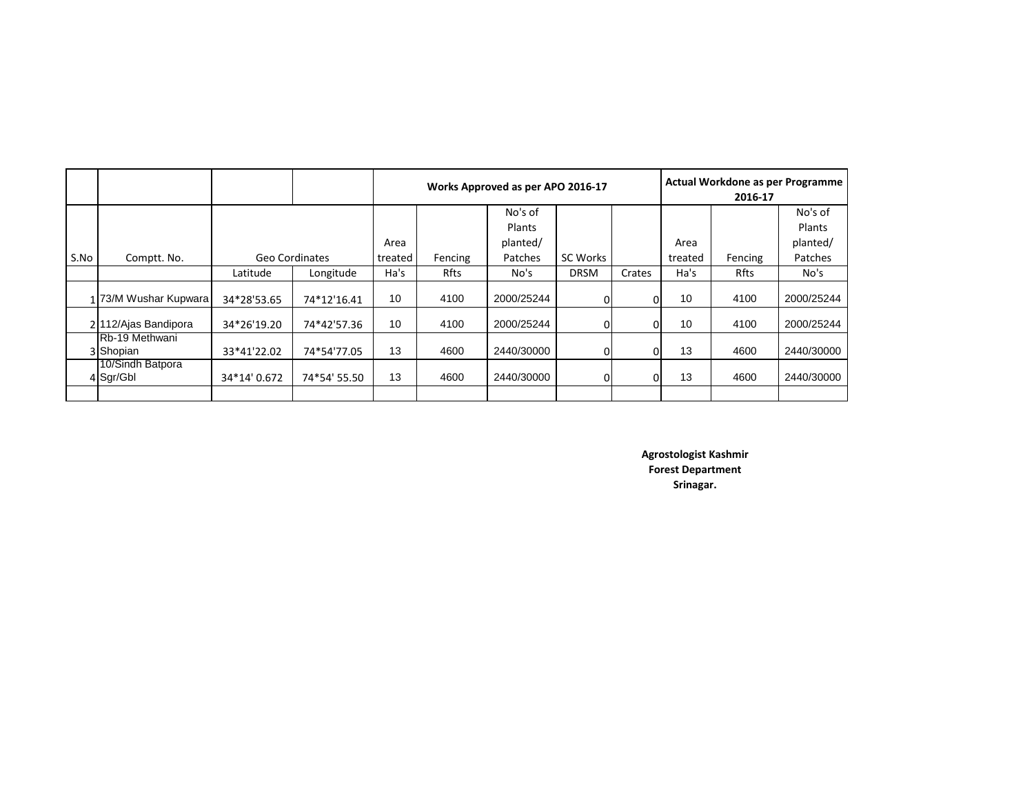| S.No | Comptt. No. | Geo Cordinates | | Works Approved as per APO 2016-17 | | | | | Actual Workdone as per Programme 2016-17 | | |
|---|---|---|---|---|---|---|---|---|---|---|---|
| | | | | Area treated | Fencing | No's of Plants planted/ Patches | SC Works | | Area treated | Fencing | No's of Plants planted/ Patches |
| | | Latitude | Longitude | Ha's | Rfts | No's | DRSM | Crates | Ha's | Rfts | No's |
| 1 | 73/M Wushar Kupwara | 34*28'53.65 | 74*12'16.41 | 10 | 4100 | 2000/25244 | 0 | 0 | 10 | 4100 | 2000/25244 |
| 2 | 112/Ajas Bandipora | 34*26'19.20 | 74*42'57.36 | 10 | 4100 | 2000/25244 | 0 | 0 | 10 | 4100 | 2000/25244 |
| 3 | Rb-19 Methwani Shopian | 33*41'22.02 | 74*54'77.05 | 13 | 4600 | 2440/30000 | 0 | 0 | 13 | 4600 | 2440/30000 |
| 4 | 10/Sindh Batpora Sgr/Gbl | 34*14' 0.672 | 74*54' 55.50 | 13 | 4600 | 2440/30000 | 0 | 0 | 13 | 4600 | 2440/30000 |
| | | | | | | | | | | | |

**Agrostologist Kashmir**
**Forest Department**
**Srinagar.**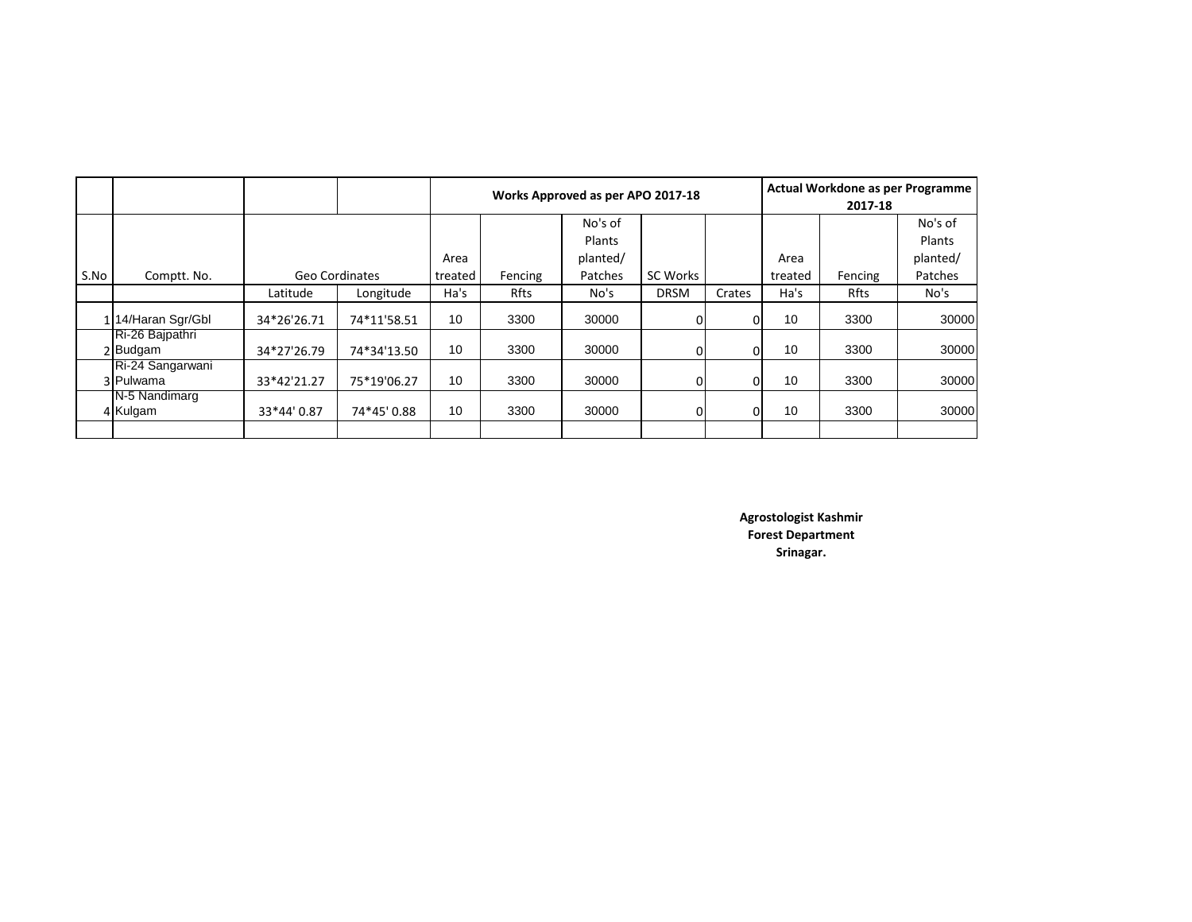| S.No | Comptt. No. | Geo Cordinates | | Works Approved as per APO 2017-18 | | | | | Actual Workdone as per Programme 2017-18 | | |
|---|---|---|---|---|---|---|---|---|---|---|---|
| | | | | Area treated | Fencing | No's of Plants planted/ Patches | SC Works | | Area treated | Fencing | No's of Plants planted/ Patches |
| | | Latitude | Longitude | Ha's | Rfts | No's | DRSM | Crates | Ha's | Rfts | No's |
| 1 | 14/Haran Sgr/Gbl | 34*26'26.71 | 74*11'58.51 | 10 | 3300 | 30000 | 0 | 0 | 10 | 3300 | 30000 |
| 2 | Ri-26 Bajpathri Budgam | 34*27'26.79 | 74*34'13.50 | 10 | 3300 | 30000 | 0 | 0 | 10 | 3300 | 30000 |
| 3 | Ri-24 Sangarwani Pulwama | 33*42'21.27 | 75*19'06.27 | 10 | 3300 | 30000 | 0 | 0 | 10 | 3300 | 30000 |
| 4 | N-5 Nandimarg Kulgam | 33*44' 0.87 | 74*45' 0.88 | 10 | 3300 | 30000 | 0 | 0 | 10 | 3300 | 30000 |
| | | | | | | | | | | | |

**Agrostologist Kashmir**
**Forest Department**
**Srinagar.**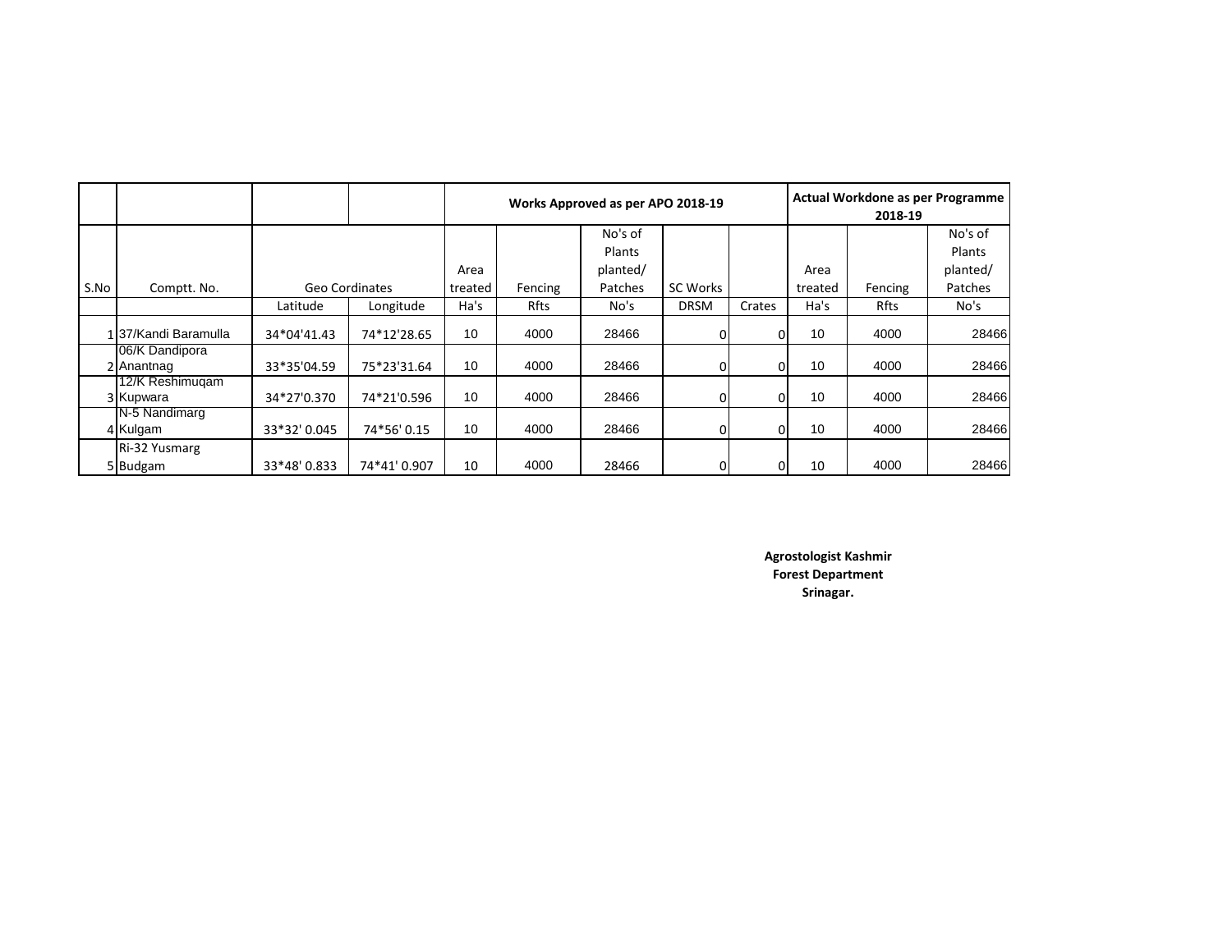| S.No | Comptt. No. | Geo Cordinates | | Works Approved as per APO 2018-19 | | | | | Actual Workdone as per Programme 2018-19 | | |
|---|---|---|---|---|---|---|---|---|---|---|---|
| | | | | Area treated | Fencing | No's of Plants planted/ Patches | SC Works | | Area treated | Fencing | No's of Plants planted/ Patches |
| | | Latitude | Longitude | Ha's | Rfts | No's | DRSM | Crates | Ha's | Rfts | No's |
| 1 | 37/Kandi Baramulla | 34*04'41.43 | 74*12'28.65 | 10 | 4000 | 28466 | 0 | 0 | 10 | 4000 | 28466 |
| 2 | 06/K Dandipora Anantnag | 33*35'04.59 | 75*23'31.64 | 10 | 4000 | 28466 | 0 | 0 | 10 | 4000 | 28466 |
| 3 | 12/K Reshimuqam Kupwara | 34*27'0.370 | 74*21'0.596 | 10 | 4000 | 28466 | 0 | 0 | 10 | 4000 | 28466 |
| 4 | N-5 Nandimarg Kulgam | 33*32' 0.045 | 74*56' 0.15 | 10 | 4000 | 28466 | 0 | 0 | 10 | 4000 | 28466 |
| 5 | Ri-32 Yusmarg Budgam | 33*48' 0.833 | 74*41' 0.907 | 10 | 4000 | 28466 | 0 | 0 | 10 | 4000 | 28466 |

**Agrostologist Kashmir**
**Forest Department**
**Srinagar.**